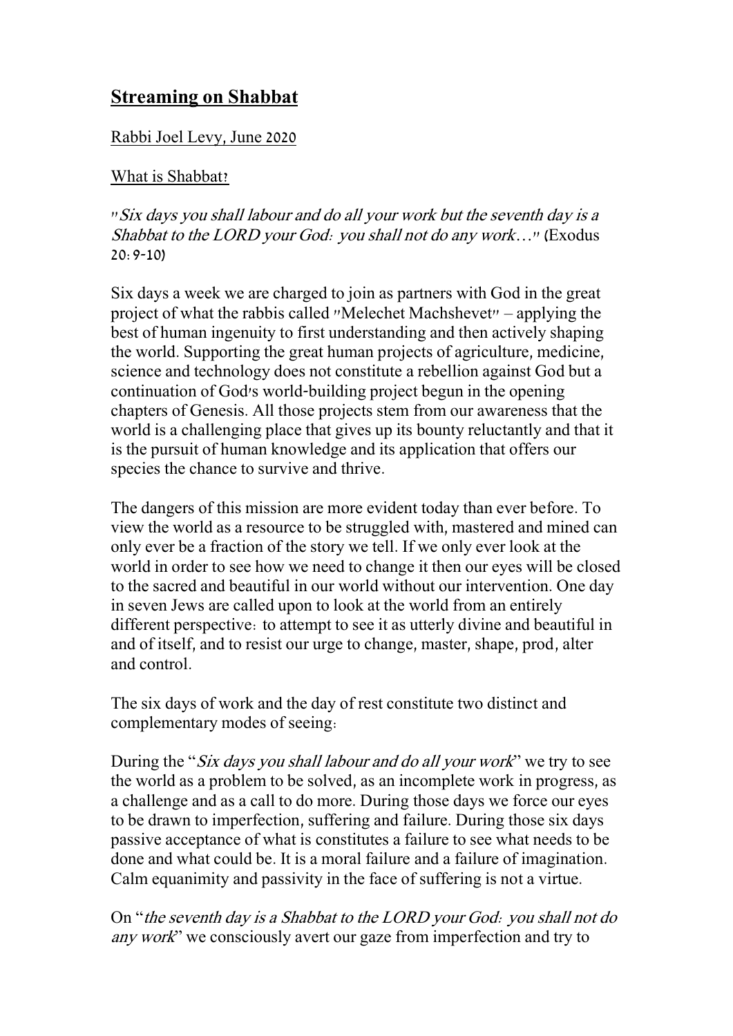# Streaming on Shabbat

Rabbi Joel Levy, June 2020

## What is Shabbat?

"*Six days you shall labour and do all your work but the seventh day is a Shabbat to the LORD your God: you shall not do any work…*" (Exodus 20:9-10)

Six days a week we are charged to join as partners with God in the great project of what the rabbis called "Melechet Machshevet" – applying the best of human ingenuity to first understanding and then actively shaping the world. Supporting the great human projects of agriculture, medicine, science and technology does not constitute a rebellion against God but a continuation of God's world-building project begun in the opening chapters of Genesis. All those projects stem from our awareness that the world is a challenging place that gives up its bounty reluctantly and that it is the pursuit of human knowledge and its application that offers our species the chance to survive and thrive.

The dangers of this mission are more evident today than ever before. To view the world as a resource to be struggled with, mastered and mined can only ever be a fraction of the story we tell. If we only ever look at the world in order to see how we need to change it then our eyes will be closed to the sacred and beautiful in our world without our intervention. One day in seven Jews are called upon to look at the world from an entirely different perspective: to attempt to see it as utterly divine and beautiful in and of itself, and to resist our urge to change, master, shape, prod, alter and control.

The six days of work and the day of rest constitute two distinct and complementary modes of seeing:

During the "*Six days you shall labour and do all your work*" we try to see the world as a problem to be solved, as an incomplete work in progress, as a challenge and as a call to do more. During those days we force our eyes to be drawn to imperfection, suffering and failure. During those six days passive acceptance of what is constitutes a failure to see what needs to be done and what could be. It is a moral failure and a failure of imagination. Calm equanimity and passivity in the face of suffering is not a virtue.

On "*the seventh day is a Shabbat to the LORD your God: you shall not do any work*" we consciously avert our gaze from imperfection and try to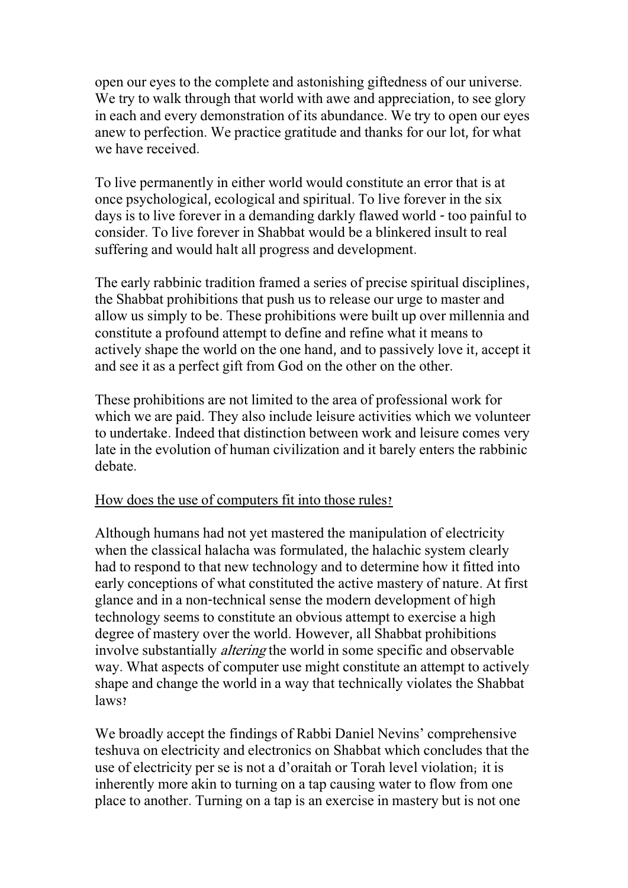open our eyes to the complete and astonishing giftedness of our universe. We try to walk through that world with awe and appreciation, to see glory in each and every demonstration of its abundance. We try to open our eyes anew to perfection. We practice gratitude and thanks for our lot, for what we have received.

To live permanently in either world would constitute an error that is at once psychological, ecological and spiritual. To live forever in the six days is to live forever in a demanding darkly flawed world - too painful to consider. To live forever in Shabbat would be a blinkered insult to real suffering and would halt all progress and development.

The early rabbinic tradition framed a series of precise spiritual disciplines, the Shabbat prohibitions that push us to release our urge to master and allow us simply to be. These prohibitions were built up over millennia and constitute a profound attempt to define and refine what it means to actively shape the world on the one hand, and to passively love it, accept it and see it as a perfect gift from God on the other on the other.

These prohibitions are not limited to the area of professional work for which we are paid. They also include leisure activities which we volunteer to undertake. Indeed that distinction between work and leisure comes very late in the evolution of human civilization and it barely enters the rabbinic debate.

<u>How does the use of computers fit into those rules?</u>

Although humans had not yet mastered the manipulation of electricity when the classical halacha was formulated, the halachic system clearly had to respond to that new technology and to determine how it fitted into early conceptions of what constituted the active mastery of nature. At first glance and in a non-technical sense the modern development of high technology seems to constitute an obvious attempt to exercise a high degree of mastery over the world. However, all Shabbat prohibitions involve substantially *altering* the world in some specific and observable way. What aspects of computer use might constitute an attempt to actively shape and change the world in a way that technically violates the Shabbat laws?

We broadly accept the findings of Rabbi Daniel Nevins' comprehensive teshuva on electricity and electronics on Shabbat which concludes that the use of electricity per se is not a d'oraitah or Torah level violation; it is inherently more akin to turning on a tap causing water to flow from one place to another. Turning on a tap is an exercise in mastery but is not one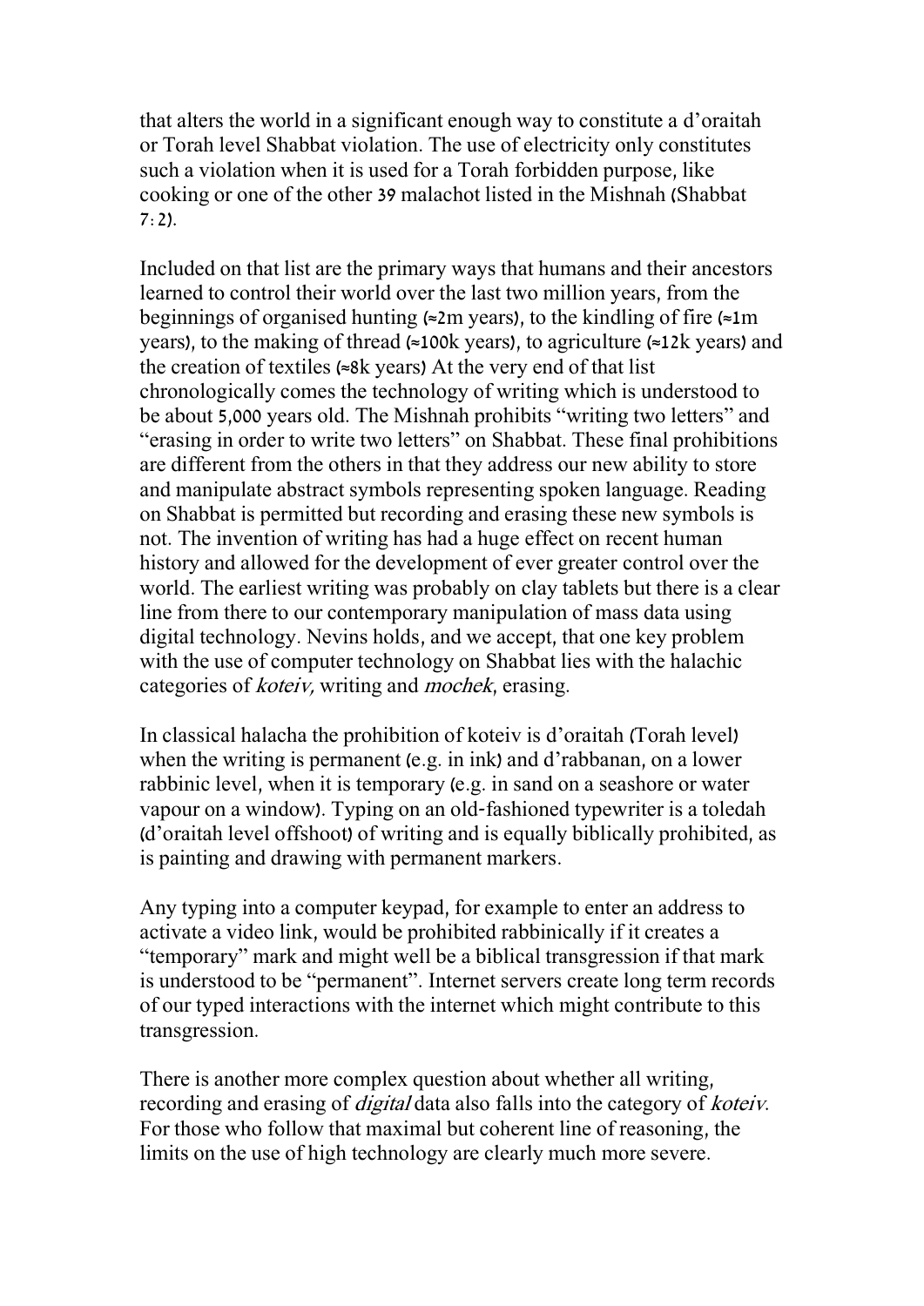that alters the world in a significant enough way to constitute a d'oraitah or Torah level Shabbat violation. The use of electricity only constitutes such a violation when it is used for a Torah forbidden purpose, like cooking or one of the other 39 malachot listed in the Mishnah (Shabbat 7:2).

Included on that list are the primary ways that humans and their ancestors learned to control their world over the last two million years, from the beginnings of organised hunting (≈2m years), to the kindling of fire (≈1m years), to the making of thread (≈100k years), to agriculture (≈12k years) and the creation of textiles (≈8k years) At the very end of that list chronologically comes the technology of writing which is understood to be about 5,000 years old. The Mishnah prohibits "writing two letters" and "erasing in order to write two letters" on Shabbat. These final prohibitions are different from the others in that they address our new ability to store and manipulate abstract symbols representing spoken language. Reading on Shabbat is permitted but recording and erasing these new symbols is not. The invention of writing has had a huge effect on recent human history and allowed for the development of ever greater control over the world. The earliest writing was probably on clay tablets but there is a clear line from there to our contemporary manipulation of mass data using digital technology. Nevins holds, and we accept, that one key problem with the use of computer technology on Shabbat lies with the halachic categories of *koteiv,* writing and *mochek*, erasing.

In classical halacha the prohibition of koteiv is d'oraitah (Torah level) when the writing is permanent (e.g. in ink) and d'rabbanan, on a lower rabbinic level, when it is temporary (e.g. in sand on a seashore or water vapour on a window). Typing on an old-fashioned typewriter is a toledah (d'oraitah level offshoot) of writing and is equally biblically prohibited, as is painting and drawing with permanent markers.

Any typing into a computer keypad, for example to enter an address to activate a video link, would be prohibited rabbinically if it creates a "temporary" mark and might well be a biblical transgression if that mark is understood to be "permanent". Internet servers create long term records of our typed interactions with the internet which might contribute to this transgression.

There is another more complex question about whether all writing, recording and erasing of *digital* data also falls into the category of *koteiv*. For those who follow that maximal but coherent line of reasoning, the limits on the use of high technology are clearly much more severe.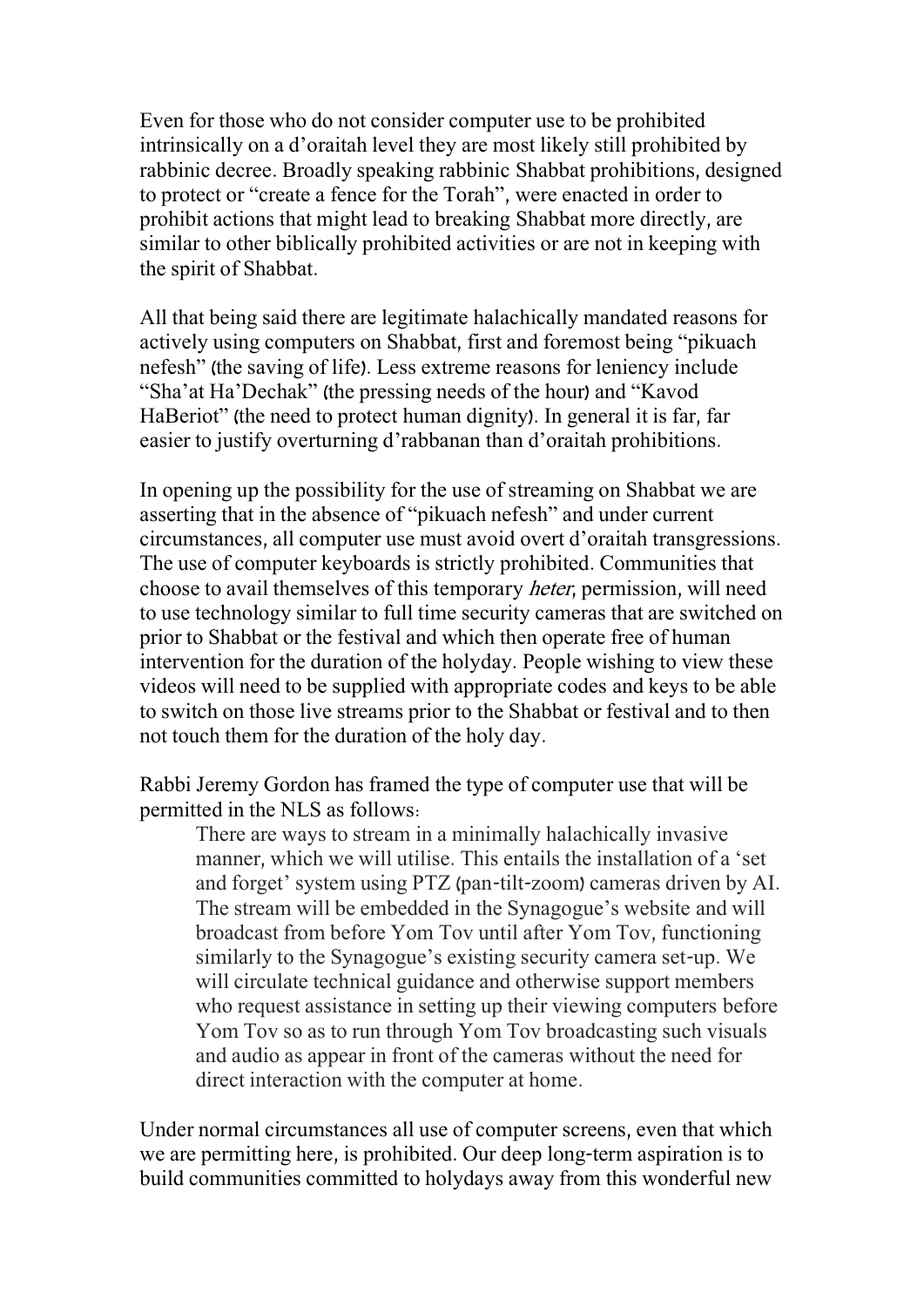Even for those who do not consider computer use to be prohibited intrinsically on a d'oraitah level they are most likely still prohibited by rabbinic decree. Broadly speaking rabbinic Shabbat prohibitions, designed to protect or "create a fence for the Torah", were enacted in order to prohibit actions that might lead to breaking Shabbat more directly, are similar to other biblically prohibited activities or are not in keeping with the spirit of Shabbat.

All that being said there are legitimate halachically mandated reasons for actively using computers on Shabbat, first and foremost being "pikuach nefesh" (the saving of life). Less extreme reasons for leniency include "Sha'at Ha'Dechak" (the pressing needs of the hour) and "Kavod HaBeriot" (the need to protect human dignity). In general it is far, far easier to justify overturning d'rabbanan than d'oraitah prohibitions.

In opening up the possibility for the use of streaming on Shabbat we are asserting that in the absence of "pikuach nefesh" and under current circumstances, all computer use must avoid overt d'oraitah transgressions. The use of computer keyboards is strictly prohibited. Communities that choose to avail themselves of this temporary *heter*, permission, will need to use technology similar to full time security cameras that are switched on prior to Shabbat or the festival and which then operate free of human intervention for the duration of the holyday. People wishing to view these videos will need to be supplied with appropriate codes and keys to be able to switch on those live streams prior to the Shabbat or festival and to then not touch them for the duration of the holy day.

Rabbi Jeremy Gordon has framed the type of computer use that will be permitted in the NLS as follows:

> There are ways to stream in a minimally halachically invasive manner, which we will utilise. This entails the installation of a 'set and forget' system using PTZ (pan-tilt-zoom) cameras driven by AI. The stream will be embedded in the Synagogue's website and will broadcast from before Yom Tov until after Yom Tov, functioning similarly to the Synagogue's existing security camera set-up. We will circulate technical guidance and otherwise support members who request assistance in setting up their viewing computers before Yom Tov so as to run through Yom Tov broadcasting such visuals and audio as appear in front of the cameras without the need for direct interaction with the computer at home.

Under normal circumstances all use of computer screens, even that which we are permitting here, is prohibited. Our deep long-term aspiration is to build communities committed to holydays away from this wonderful new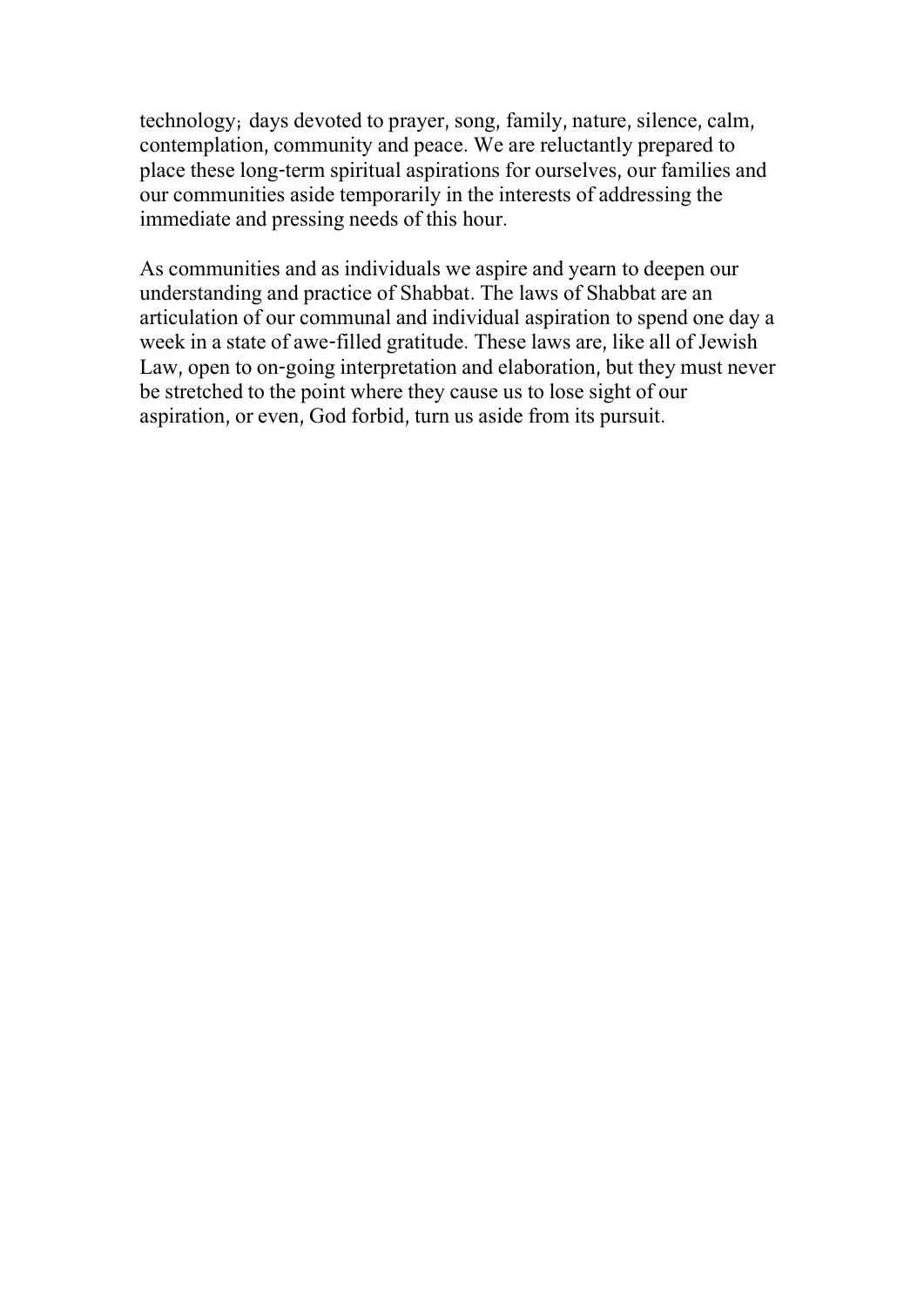technology; days devoted to prayer, song, family, nature, silence, calm, contemplation, community and peace. We are reluctantly prepared to place these long-term spiritual aspirations for ourselves, our families and our communities aside temporarily in the interests of addressing the immediate and pressing needs of this hour.

As communities and as individuals we aspire and yearn to deepen our understanding and practice of Shabbat. The laws of Shabbat are an articulation of our communal and individual aspiration to spend one day a week in a state of awe-filled gratitude. These laws are, like all of Jewish Law, open to on-going interpretation and elaboration, but they must never be stretched to the point where they cause us to lose sight of our aspiration, or even, God forbid, turn us aside from its pursuit.